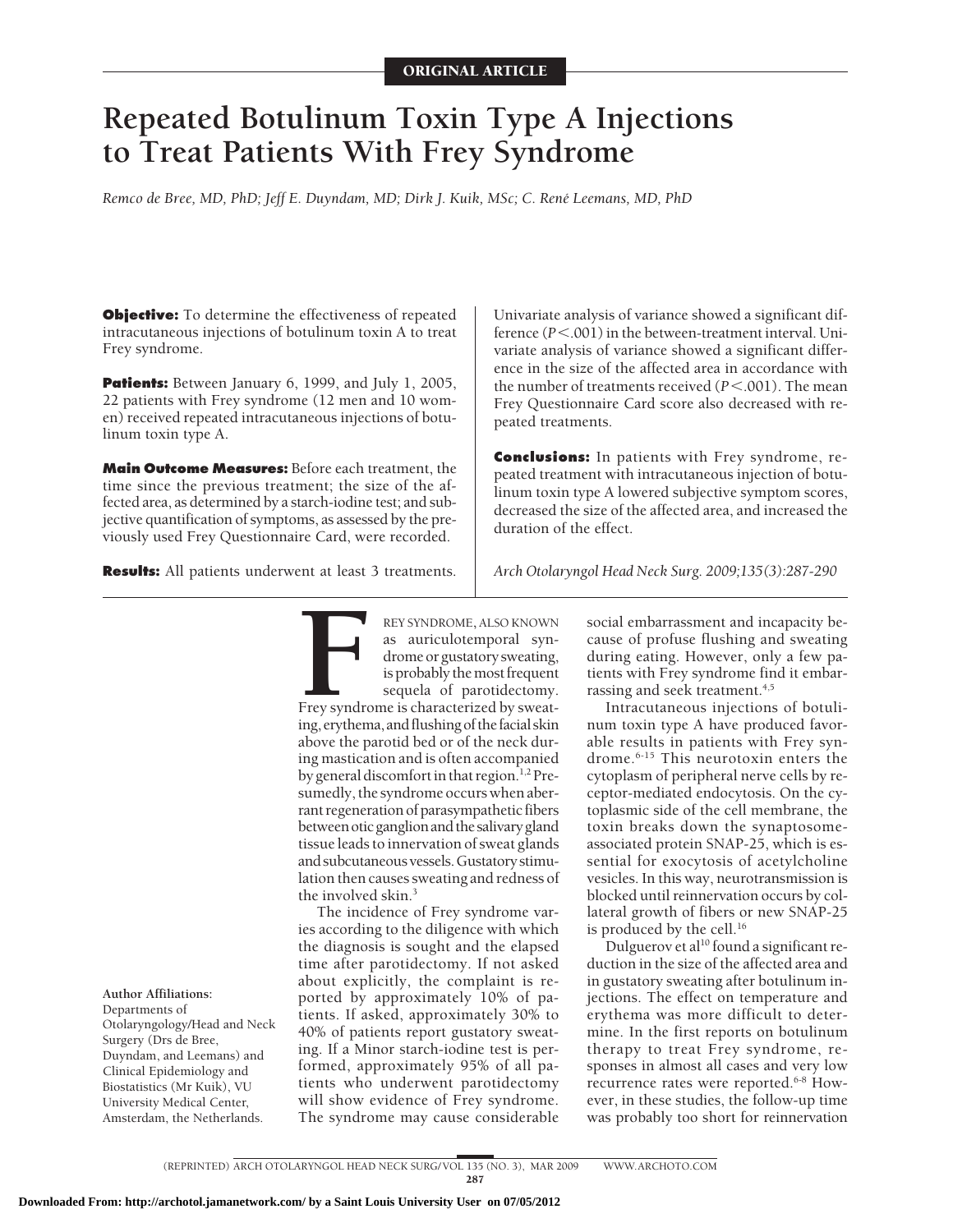ORIGINAL ARTICLE

# Repeated Botulinum Toxin Type A Injections to Treat Patients With Frey Syndrome

*Remco de Bree, MD, PhD; Jeff E. Duyndam, MD; Dirk J. Kuik, MSc; C. René Leemans, MD, PhD*

**Objective:** To determine the effectiveness of repeated intracutaneous injections of botulinum toxin A to treat Frey syndrome.

**Patients:** Between January 6, 1999, and July 1, 2005, 22 patients with Frey syndrome (12 men and 10 women) received repeated intracutaneous injections of botulinum toxin type A.

**Main Outcome Measures:** Before each treatment, the time since the previous treatment; the size of the affected area, as determined by a starch-iodine test; and subjective quantification of symptoms, as assessed by the previously used Frey Questionnaire Card, were recorded.

**Results:** All patients underwent at least 3 treatments. Univariate analysis of variance showed a significant difference ($P<.001$) in the between-treatment interval. Univariate analysis of variance showed a significant difference in the size of the affected area in accordance with the number of treatments received ($P<.001$). The mean Frey Questionnaire Card score also decreased with repeated treatments.

**Conclusions:** In patients with Frey syndrome, repeated treatment with intracutaneous injection of botulinum toxin type A lowered subjective symptom scores, decreased the size of the affected area, and increased the duration of the effect.

*Arch Otolaryngol Head Neck Surg. 2009;135(3):287-290*

FREY SYNDROME, ALSO KNOWN as auriculotemporal syndrome or gustatory sweating, is probably the most frequent sequela of parotidectomy. Frey syndrome is characterized by sweating, erythema, and flushing of the facial skin above the parotid bed or of the neck during mastication and is often accompanied by general discomfort in that region.[1,2] Presumedly, the syndrome occurs when aberrant regeneration of parasympathetic fibers between otic ganglion and the salivary gland tissue leads to innervation of sweat glands and subcutaneous vessels. Gustatory stimulation then causes sweating and redness of the involved skin.[3]

The incidence of Frey syndrome varies according to the diligence with which the diagnosis is sought and the elapsed time after parotidectomy. If not asked about explicitly, the complaint is reported by approximately 10% of patients. If asked, approximately 30% to 40% of patients report gustatory sweating. If a Minor starch-iodine test is performed, approximately 95% of all patients who underwent parotidectomy will show evidence of Frey syndrome. The syndrome may cause considerable social embarrassment and incapacity because of profuse flushing and sweating during eating. However, only a few patients with Frey syndrome find it embarrassing and seek treatment.[4,5]

Intracutaneous injections of botulinum toxin type A have produced favorable results in patients with Frey syndrome.[6-15] This neurotoxin enters the cytoplasm of peripheral nerve cells by receptor-mediated endocytosis. On the cytoplasmic side of the cell membrane, the toxin breaks down the synaptosome-associated protein SNAP-25, which is essential for exocytosis of acetylcholine vesicles. In this way, neurotransmission is blocked until reinnervation occurs by collateral growth of fibers or new SNAP-25 is produced by the cell.[16]

Dulguerov et al[10] found a significant reduction in the size of the affected area and in gustatory sweating after botulinum injections. The effect on temperature and erythema was more difficult to determine. In the first reports on botulinum therapy to treat Frey syndrome, responses in almost all cases and very low recurrence rates were reported.[6-8] However, in these studies, the follow-up time was probably too short for reinnervation

**Author Affiliations:** Departments of Otolaryngology/Head and Neck Surgery (Drs de Bree, Duyndam, and Leemans) and Clinical Epidemiology and Biostatistics (Mr Kuik), VU University Medical Center, Amsterdam, the Netherlands.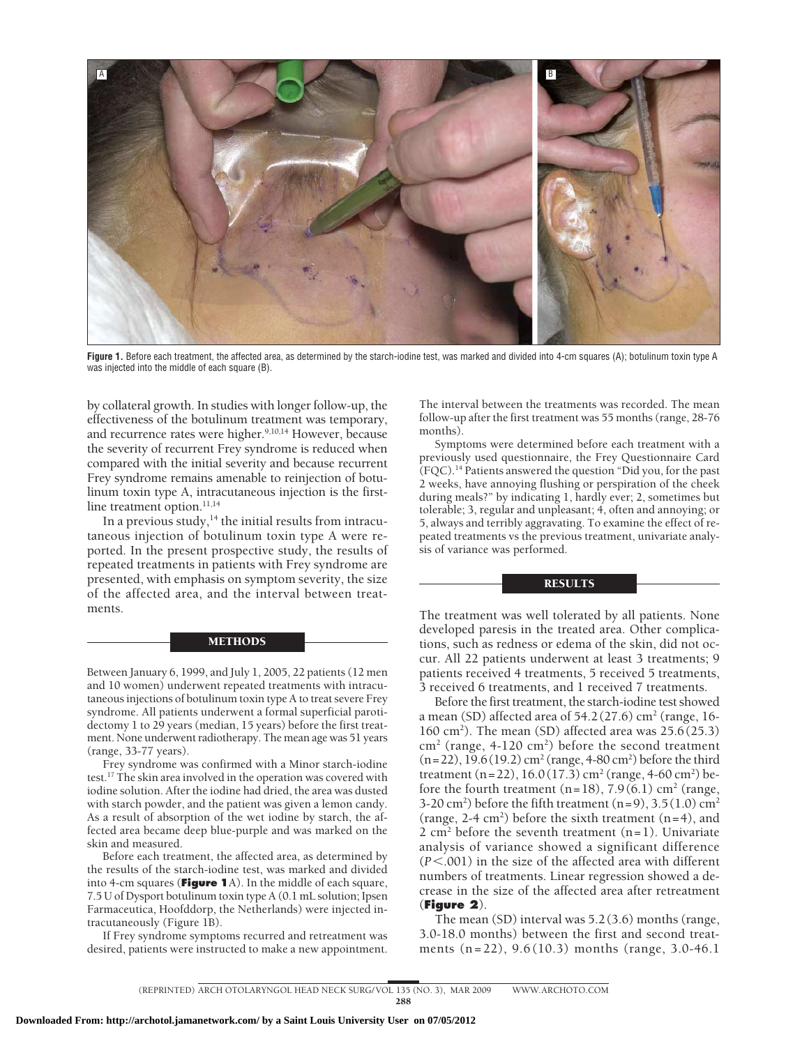Figure 1. Before each treatment, the affected area, as determined by the starch-iodine test, was marked and divided into 4-cm squares (A); botulinum toxin type A was injected into the middle of each square (B).

by collateral growth. In studies with longer follow-up, the effectiveness of the botulinum treatment was temporary, and recurrence rates were higher.[9,10,14] However, because the severity of recurrent Frey syndrome is reduced when compared with the initial severity and because recurrent Frey syndrome remains amenable to reinjection of botulinum toxin type A, intracutaneous injection is the first-line treatment option.[11,14]

In a previous study,[14] the initial results from intracutaneous injection of botulinum toxin type A were reported. In the present prospective study, the results of repeated treatments in patients with Frey syndrome are presented, with emphasis on symptom severity, the size of the affected area, and the interval between treatments.

## METHODS

Between January 6, 1999, and July 1, 2005, 22 patients (12 men and 10 women) underwent repeated treatments with intracutaneous injections of botulinum toxin type A to treat severe Frey syndrome. All patients underwent a formal superficial parotidectomy 1 to 29 years (median, 15 years) before the first treatment. None underwent radiotherapy. The mean age was 51 years (range, 33-77 years).

Frey syndrome was confirmed with a Minor starch-iodine test.[17] The skin area involved in the operation was covered with iodine solution. After the iodine had dried, the area was dusted with starch powder, and the patient was given a lemon candy. As a result of absorption of the wet iodine by starch, the affected area became deep blue-purple and was marked on the skin and measured.

Before each treatment, the affected area, as determined by the results of the starch-iodine test, was marked and divided into 4-cm squares (**Figure 1**A). In the middle of each square, 7.5 U of Dysport botulinum toxin type A (0.1 mL solution; Ipsen Farmaceutica, Hoofddorp, the Netherlands) were injected intracutaneously (Figure 1B).

If Frey syndrome symptoms recurred and retreatment was desired, patients were instructed to make a new appointment. The interval between the treatments was recorded. The mean follow-up after the first treatment was 55 months (range, 28-76 months).

Symptoms were determined before each treatment with a previously used questionnaire, the Frey Questionnaire Card (FQC).[14] Patients answered the question "Did you, for the past 2 weeks, have annoying flushing or perspiration of the cheek during meals?" by indicating 1, hardly ever; 2, sometimes but tolerable; 3, regular and unpleasant; 4, often and annoying; or 5, always and terribly aggravating. To examine the effect of repeated treatments vs the previous treatment, univariate analysis of variance was performed.

## RESULTS

The treatment was well tolerated by all patients. None developed paresis in the treated area. Other complications, such as redness or edema of the skin, did not occur. All 22 patients underwent at least 3 treatments; 9 patients received 4 treatments, 5 received 5 treatments, 3 received 6 treatments, and 1 received 7 treatments.

Before the first treatment, the starch-iodine test showed a mean (SD) affected area of 54.2 (27.6) $cm^2$ (range, 16-160 $cm^2$). The mean (SD) affected area was 25.6 (25.3) $cm^2$ (range, 4-120 $cm^2$) before the second treatment (n = 22), 19.6 (19.2) $cm^2$ (range, 4-80 $cm^2$) before the third treatment (n = 22), 16.0 (17.3) $cm^2$ (range, 4-60 $cm^2$) before the fourth treatment (n = 18), 7.9 (6.1) $cm^2$ (range, 3-20 $cm^2$) before the fifth treatment (n = 9), 3.5 (1.0) $cm^2$ (range, 2-4 $cm^2$) before the sixth treatment (n = 4), and 2 $cm^2$ before the seventh treatment (n = 1). Univariate analysis of variance showed a significant difference ($P < .001$) in the size of the affected area with different numbers of treatments. Linear regression showed a decrease in the size of the affected area after retreatment (**Figure 2**).

The mean (SD) interval was 5.2 (3.6) months (range, 3.0-18.0 months) between the first and second treatments (n = 22), 9.6 (10.3) months (range, 3.0-46.1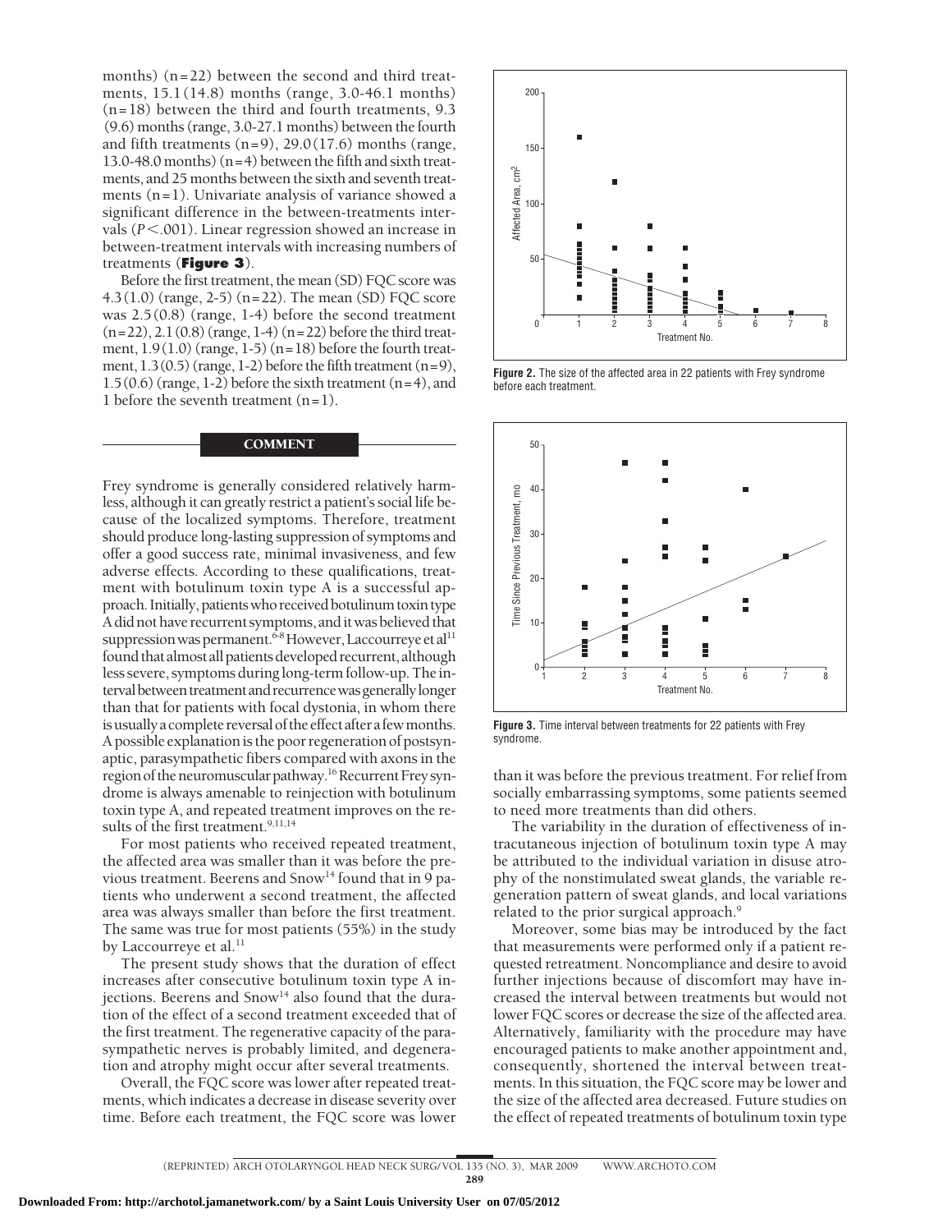months) (n=22) between the second and third treatments, 15.1 (14.8) months (range, 3.0-46.1 months) (n=18) between the third and fourth treatments, 9.3 (9.6) months (range, 3.0-27.1 months) between the fourth and fifth treatments (n=9), 29.0 (17.6) months (range, 13.0-48.0 months) (n=4) between the fifth and sixth treatments, and 25 months between the sixth and seventh treatments (n=1). Univariate analysis of variance showed a significant difference in the between-treatments intervals ($P < .001$). Linear regression showed an increase in between-treatment intervals with increasing numbers of treatments (**Figure 3**).

Before the first treatment, the mean (SD) FQC score was 4.3 (1.0) (range, 2-5) (n=22). The mean (SD) FQC score was 2.5 (0.8) (range, 1-4) before the second treatment (n=22), 2.1 (0.8) (range, 1-4) (n=22) before the third treatment, 1.9 (1.0) (range, 1-5) (n=18) before the fourth treatment, 1.3 (0.5) (range, 1-2) before the fifth treatment (n=9), 1.5 (0.6) (range, 1-2) before the sixth treatment (n=4), and 1 before the seventh treatment (n=1).

**Figure 2.** The size of the affected area in 22 patients with Frey syndrome before each treatment.

**Figure 3.** Time interval between treatments for 22 patients with Frey syndrome.

## COMMENT

Frey syndrome is generally considered relatively harmless, although it can greatly restrict a patient's social life because of the localized symptoms. Therefore, treatment should produce long-lasting suppression of symptoms and offer a good success rate, minimal invasiveness, and few adverse effects. According to these qualifications, treatment with botulinum toxin type A is a successful approach. Initially, patients who received botulinum toxin type A did not have recurrent symptoms, and it was believed that suppression was permanent.[6-8] However, Laccourreye et al[11] found that almost all patients developed recurrent, although less severe, symptoms during long-term follow-up. The interval between treatment and recurrence was generally longer than that for patients with focal dystonia, in whom there is usually a complete reversal of the effect after a few months. A possible explanation is the poor regeneration of postsynaptic, parasympathetic fibers compared with axons in the region of the neuromuscular pathway.[16] Recurrent Frey syndrome is always amenable to reinjection with botulinum toxin type A, and repeated treatment improves on the results of the first treatment.[9,11,14]

For most patients who received repeated treatment, the affected area was smaller than it was before the previous treatment. Beerens and Snow[14] found that in 9 patients who underwent a second treatment, the affected area was always smaller than before the first treatment. The same was true for most patients (55%) in the study by Laccourreye et al.[11]

The present study shows that the duration of effect increases after consecutive botulinum toxin type A injections. Beerens and Snow[14] also found that the duration of the effect of a second treatment exceeded that of the first treatment. The regenerative capacity of the parasympathetic nerves is probably limited, and degeneration and atrophy might occur after several treatments.

Overall, the FQC score was lower after repeated treatments, which indicates a decrease in disease severity over time. Before each treatment, the FQC score was lower than it was before the previous treatment. For relief from socially embarrassing symptoms, some patients seemed to need more treatments than did others.

The variability in the duration of effectiveness of intracutaneous injection of botulinum toxin type A may be attributed to the individual variation in disuse atrophy of the nonstimulated sweat glands, the variable regeneration pattern of sweat glands, and local variations related to the prior surgical approach.[9]

Moreover, some bias may be introduced by the fact that measurements were performed only if a patient requested retreatment. Noncompliance and desire to avoid further injections because of discomfort may have increased the interval between treatments but would not lower FQC scores or decrease the size of the affected area. Alternatively, familiarity with the procedure may have encouraged patients to make another appointment and, consequently, shortened the interval between treatments. In this situation, the FQC score may be lower and the size of the affected area decreased. Future studies on the effect of repeated treatments of botulinum toxin type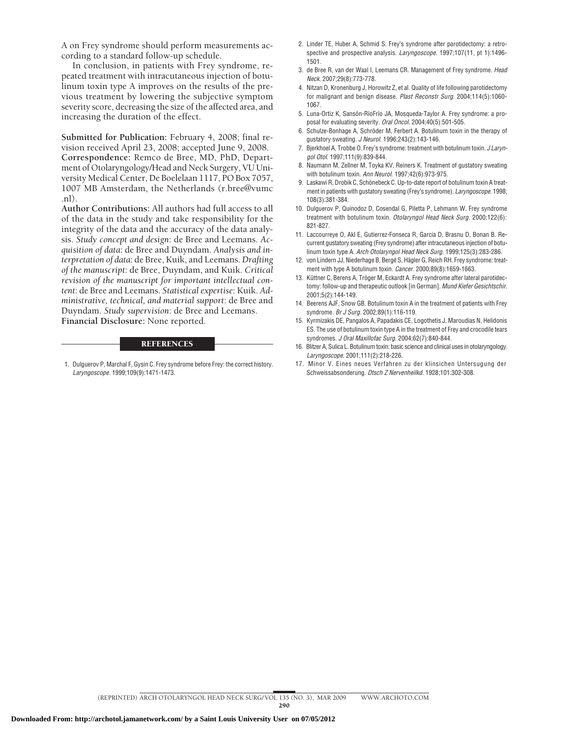A on Frey syndrome should perform measurements according to a standard follow-up schedule.

In conclusion, in patients with Frey syndrome, repeated treatment with intracutaneous injection of botulinum toxin type A improves on the results of the previous treatment by lowering the subjective symptom severity score, decreasing the size of the affected area, and increasing the duration of the effect.

**Submitted for Publication:** February 4, 2008; final revision received April 23, 2008; accepted June 9, 2008.

**Correspondence:** Remco de Bree, MD, PhD, Department of Otolaryngology/Head and Neck Surgery, VU University Medical Center, De Boelelaan 1117, PO Box 7057, 1007 MB Amsterdam, the Netherlands (r.bree@vumc.nl).

**Author Contributions:** All authors had full access to all of the data in the study and take responsibility for the integrity of the data and the accuracy of the data analysis. *Study concept and design*: de Bree and Leemans. *Acquisition of data*: de Bree and Duyndam. *Analysis and interpretation of data*: de Bree, Kuik, and Leemans. *Drafting of the manuscript*: de Bree, Duyndam, and Kuik. *Critical revision of the manuscript for important intellectual content*: de Bree and Leemans. *Statistical expertise*: Kuik. *Administrative, technical, and material support*: de Bree and Duyndam. *Study supervision*: de Bree and Leemans.

**Financial Disclosure:** None reported.

## REFERENCES

1. Dulguerov P, Marchal F, Gysin C. Frey syndrome before Frey: the correct history. *Laryngoscope*. 1999;109(9):1471-1473.
2. Linder TE, Huber A, Schmid S. Frey's syndrome after parotidectomy: a retrospective and prospective analysis. *Laryngoscope*. 1997;107(11, pt 1):1496-1501.
3. de Bree R, van der Waal I, Leemans CR. Management of Frey syndrome. *Head Neck*. 2007;29(8):773-778.
4. Nitzan D, Kronenburg J, Horowitz Z, et al. Quality of life following parotidectomy for malignant and benign disease. *Plast Reconstr Surg*. 2004;114(5):1060-1067.
5. Luna-Ortiz K, Sansón-RíoFrío JA, Mosqueda-Taylor A. Frey syndrome: a proposal for evaluating severity. *Oral Oncol*. 2004;40(5):501-505.
6. Schulze-Bonhage A, Schröder M, Ferbert A. Botulinum toxin in the therapy of gustatory sweating. *J Neurol*. 1996;243(2):143-146.
7. Bjerkhoel A, Trobbe O. Frey's syndrome: treatment with botulinum toxin. *J Laryngol Otol*. 1997;111(9):839-844.
8. Naumann M, Zellner M, Toyka KV, Reiners K. Treatment of gustatory sweating with botulinum toxin. *Ann Neurol*. 1997;42(6):973-975.
9. Laskawi R, Drobik C, Schönebeck C. Up-to-date report of botulinum toxin A treatment in patients with gustatory sweating (Frey's syndrome). *Laryngoscope*. 1998;108(3):381-384.
10. Dulguerov P, Quinodoz D, Cosendal G, Piletta P, Lehmann W. Frey syndrome treatment with botulinum toxin. *Otolaryngol Head Neck Surg*. 2000;122(6):821-827.
11. Laccourreye O, Akl E, Gutierrez-Fonseca R, Garcia D, Brasnu D, Bonan B. Recurrent gustatory sweating (Frey syndrome) after intracutaneous injection of botulinum toxin type A. *Arch Otolaryngol Head Neck Surg*. 1999;125(3):283-286.
12. von Lindern JJ, Niederhage B, Bergé S, Hägler G, Reich RH. Frey syndrome: treatment with type A botulinum toxin. *Cancer*. 2000;89(8):1659-1663.
13. Küttner C, Berens A, Tröger M, Eckardt A. Frey syndrome after lateral parotidectomy: follow-up and therapeutic outlook [in German]. *Mund Kiefer Gesichtschir*. 2001;5(2):144-149.
14. Beerens AJF, Snow GB. Botulinum toxin A in the treatment of patients with Frey syndrome. *Br J Surg*. 2002;89(1):116-119.
15. Kyrmizakis DE, Pangalos A, Papadakis CE, Logothetis J, Maroudias N, Helidonis ES. The use of botulinum toxin type A in the treatment of Frey and crocodile tears syndromes. *J Oral Maxillofac Surg*. 2004;62(7):840-844.
16. Blitzer A, Sulica L. Botulinum toxin: basic science and clinical uses in otolaryngology. *Laryngoscope*. 2001;111(2):218-226.
17. Minor V. Eines neues Verfahren zu der klinsichen Untersugung der Schweissabsonderung. *Dtsch Z Nervenheilkd*. 1928;101:302-308.